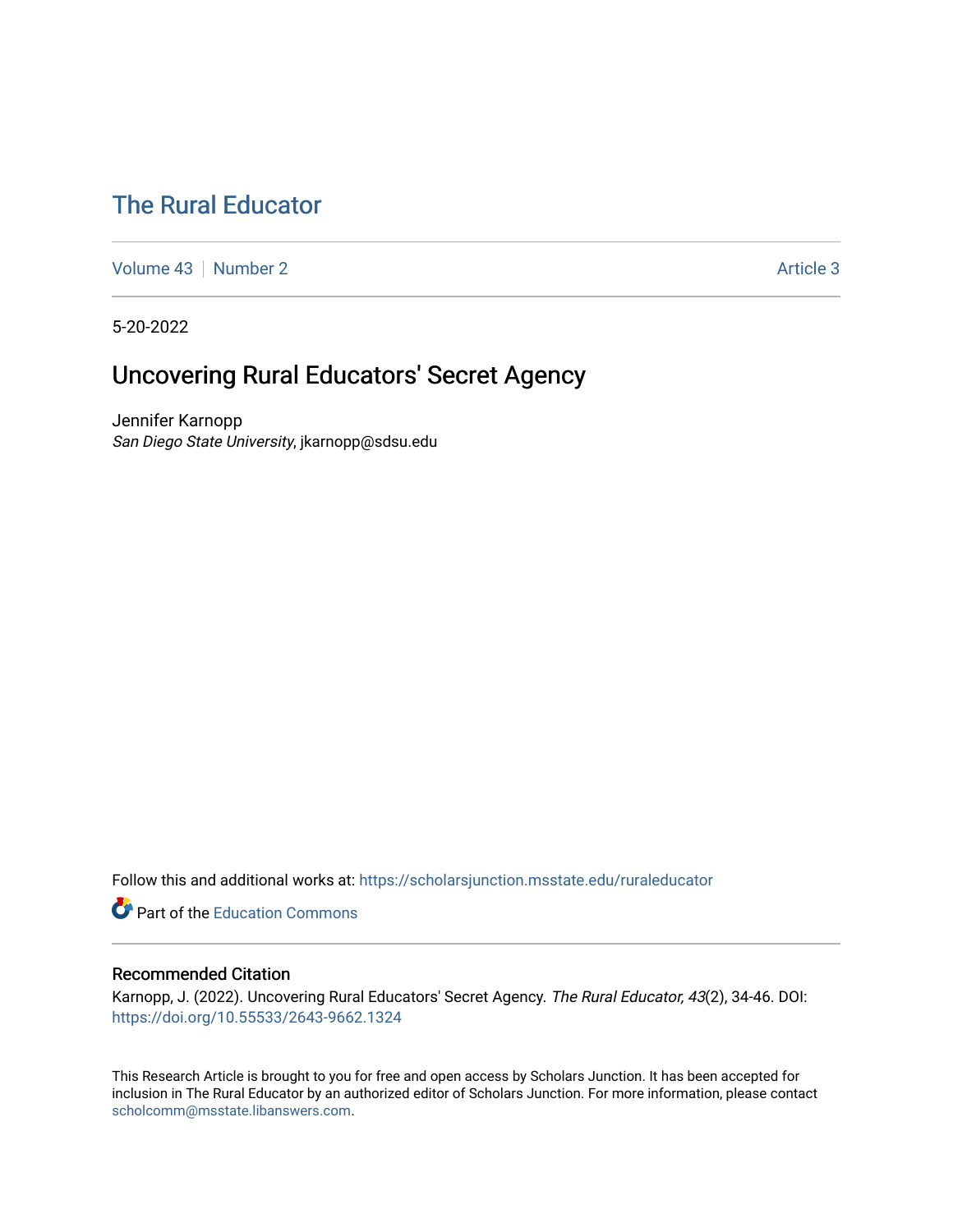# The Rural Educator

Volume 43 | Number 2 | Article 3

5-20-2022

## Uncovering Rural Educators' Secret Agency

Jennifer Karnopp
*San Diego State University*, jkarnopp@sdsu.edu

Follow this and additional works at: https://scholarsjunction.msstate.edu/ruraleducator

Part of the Education Commons

### Recommended Citation

Karnopp, J. (2022). Uncovering Rural Educators' Secret Agency. *The Rural Educator, 43*(2), 34-46. DOI: https://doi.org/10.55533/2643-9662.1324

This Research Article is brought to you for free and open access by Scholars Junction. It has been accepted for inclusion in The Rural Educator by an authorized editor of Scholars Junction. For more information, please contact scholcomm@msstate.libanswers.com.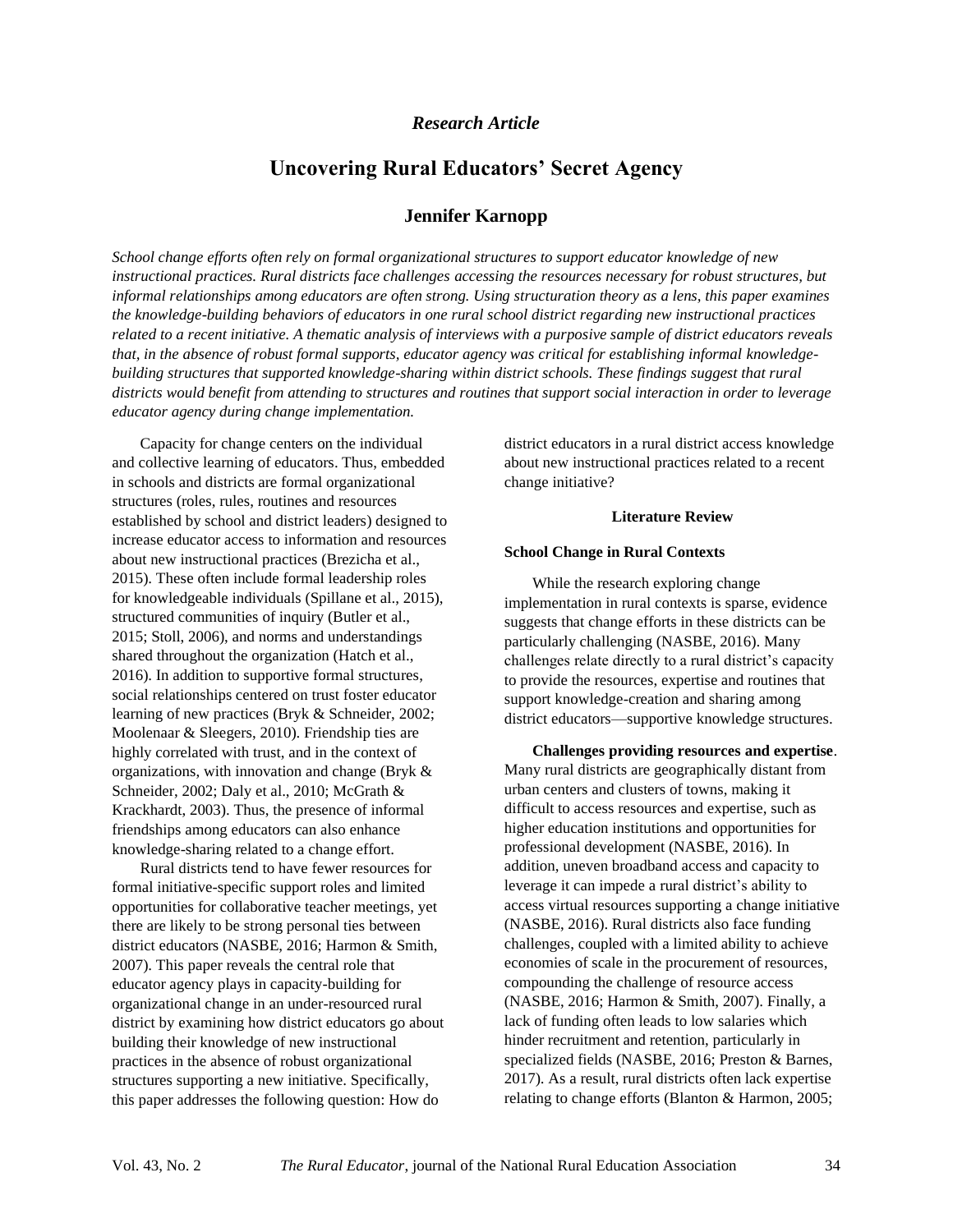*Research Article*

# Uncovering Rural Educators' Secret Agency

## Jennifer Karnopp

*School change efforts often rely on formal organizational structures to support educator knowledge of new instructional practices. Rural districts face challenges accessing the resources necessary for robust structures, but informal relationships among educators are often strong. Using structuration theory as a lens, this paper examines the knowledge-building behaviors of educators in one rural school district regarding new instructional practices related to a recent initiative. A thematic analysis of interviews with a purposive sample of district educators reveals that, in the absence of robust formal supports, educator agency was critical for establishing informal knowledge-building structures that supported knowledge-sharing within district schools. These findings suggest that rural districts would benefit from attending to structures and routines that support social interaction in order to leverage educator agency during change implementation.*

Capacity for change centers on the individual and collective learning of educators. Thus, embedded in schools and districts are formal organizational structures (roles, rules, routines and resources established by school and district leaders) designed to increase educator access to information and resources about new instructional practices (Brezicha et al., 2015). These often include formal leadership roles for knowledgeable individuals (Spillane et al., 2015), structured communities of inquiry (Butler et al., 2015; Stoll, 2006), and norms and understandings shared throughout the organization (Hatch et al., 2016). In addition to supportive formal structures, social relationships centered on trust foster educator learning of new practices (Bryk & Schneider, 2002; Moolenaar & Sleegers, 2010). Friendship ties are highly correlated with trust, and in the context of organizations, with innovation and change (Bryk & Schneider, 2002; Daly et al., 2010; McGrath & Krackhardt, 2003). Thus, the presence of informal friendships among educators can also enhance knowledge-sharing related to a change effort.

Rural districts tend to have fewer resources for formal initiative-specific support roles and limited opportunities for collaborative teacher meetings, yet there are likely to be strong personal ties between district educators (NASBE, 2016; Harmon & Smith, 2007). This paper reveals the central role that educator agency plays in capacity-building for organizational change in an under-resourced rural district by examining how district educators go about building their knowledge of new instructional practices in the absence of robust organizational structures supporting a new initiative. Specifically, this paper addresses the following question: How do district educators in a rural district access knowledge about new instructional practices related to a recent change initiative?

### Literature Review

#### School Change in Rural Contexts

While the research exploring change implementation in rural contexts is sparse, evidence suggests that change efforts in these districts can be particularly challenging (NASBE, 2016). Many challenges relate directly to a rural district's capacity to provide the resources, expertise and routines that support knowledge-creation and sharing among district educators—supportive knowledge structures.

**Challenges providing resources and expertise**. Many rural districts are geographically distant from urban centers and clusters of towns, making it difficult to access resources and expertise, such as higher education institutions and opportunities for professional development (NASBE, 2016). In addition, uneven broadband access and capacity to leverage it can impede a rural district's ability to access virtual resources supporting a change initiative (NASBE, 2016). Rural districts also face funding challenges, coupled with a limited ability to achieve economies of scale in the procurement of resources, compounding the challenge of resource access (NASBE, 2016; Harmon & Smith, 2007). Finally, a lack of funding often leads to low salaries which hinder recruitment and retention, particularly in specialized fields (NASBE, 2016; Preston & Barnes, 2017). As a result, rural districts often lack expertise relating to change efforts (Blanton & Harmon, 2005;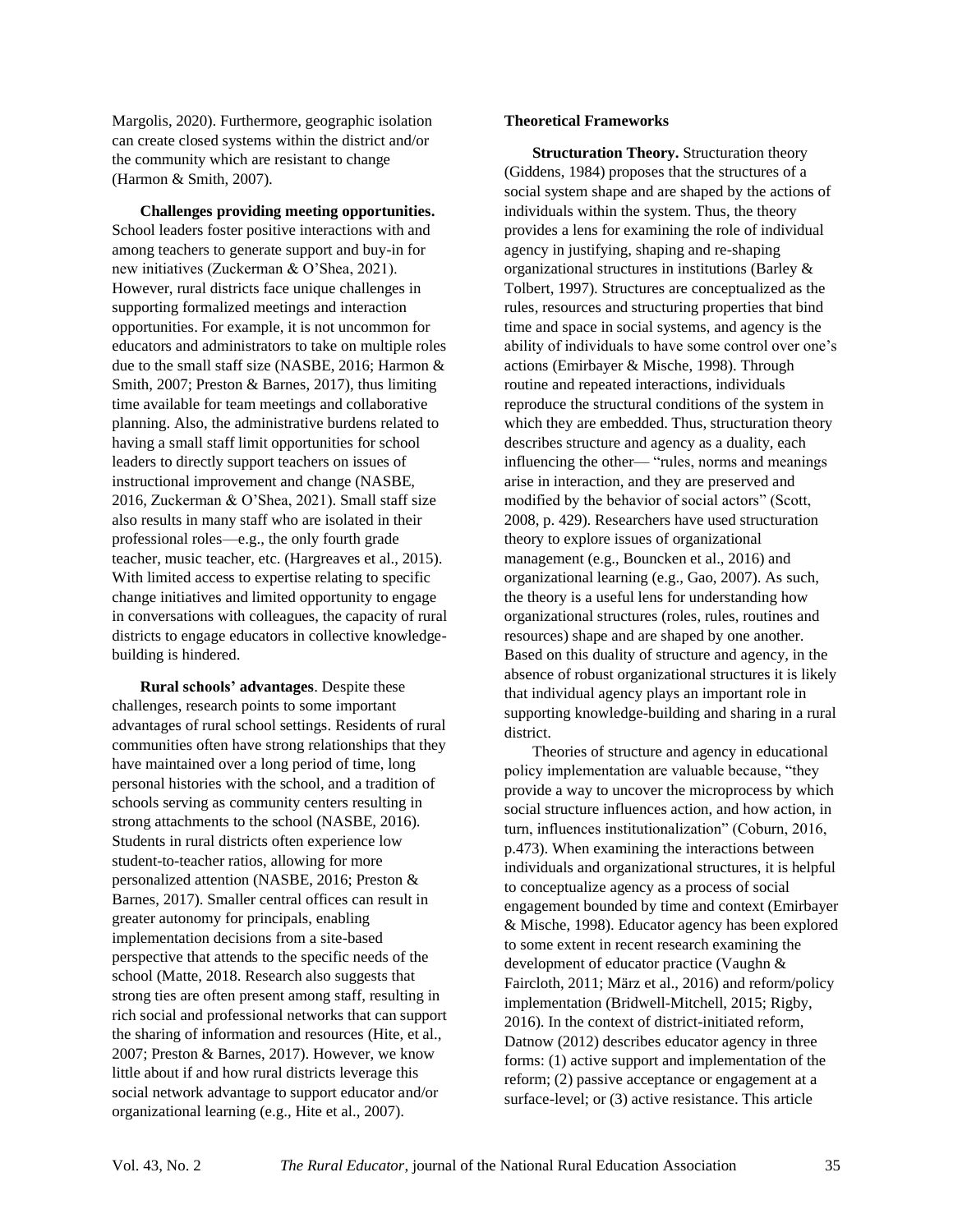Margolis, 2020). Furthermore, geographic isolation can create closed systems within the district and/or the community which are resistant to change (Harmon & Smith, 2007).

**Challenges providing meeting opportunities.** School leaders foster positive interactions with and among teachers to generate support and buy-in for new initiatives (Zuckerman & O'Shea, 2021). However, rural districts face unique challenges in supporting formalized meetings and interaction opportunities. For example, it is not uncommon for educators and administrators to take on multiple roles due to the small staff size (NASBE, 2016; Harmon & Smith, 2007; Preston & Barnes, 2017), thus limiting time available for team meetings and collaborative planning. Also, the administrative burdens related to having a small staff limit opportunities for school leaders to directly support teachers on issues of instructional improvement and change (NASBE, 2016, Zuckerman & O'Shea, 2021). Small staff size also results in many staff who are isolated in their professional roles—e.g., the only fourth grade teacher, music teacher, etc. (Hargreaves et al., 2015). With limited access to expertise relating to specific change initiatives and limited opportunity to engage in conversations with colleagues, the capacity of rural districts to engage educators in collective knowledge-building is hindered.

**Rural schools' advantages**. Despite these challenges, research points to some important advantages of rural school settings. Residents of rural communities often have strong relationships that they have maintained over a long period of time, long personal histories with the school, and a tradition of schools serving as community centers resulting in strong attachments to the school (NASBE, 2016). Students in rural districts often experience low student-to-teacher ratios, allowing for more personalized attention (NASBE, 2016; Preston & Barnes, 2017). Smaller central offices can result in greater autonomy for principals, enabling implementation decisions from a site-based perspective that attends to the specific needs of the school (Matte, 2018. Research also suggests that strong ties are often present among staff, resulting in rich social and professional networks that can support the sharing of information and resources (Hite, et al., 2007; Preston & Barnes, 2017). However, we know little about if and how rural districts leverage this social network advantage to support educator and/or organizational learning (e.g., Hite et al., 2007).

**Theoretical Frameworks**

**Structuration Theory.** Structuration theory (Giddens, 1984) proposes that the structures of a social system shape and are shaped by the actions of individuals within the system. Thus, the theory provides a lens for examining the role of individual agency in justifying, shaping and re-shaping organizational structures in institutions (Barley & Tolbert, 1997). Structures are conceptualized as the rules, resources and structuring properties that bind time and space in social systems, and agency is the ability of individuals to have some control over one's actions (Emirbayer & Mische, 1998). Through routine and repeated interactions, individuals reproduce the structural conditions of the system in which they are embedded. Thus, structuration theory describes structure and agency as a duality, each influencing the other— "rules, norms and meanings arise in interaction, and they are preserved and modified by the behavior of social actors" (Scott, 2008, p. 429). Researchers have used structuration theory to explore issues of organizational management (e.g., Bouncken et al., 2016) and organizational learning (e.g., Gao, 2007). As such, the theory is a useful lens for understanding how organizational structures (roles, rules, routines and resources) shape and are shaped by one another. Based on this duality of structure and agency, in the absence of robust organizational structures it is likely that individual agency plays an important role in supporting knowledge-building and sharing in a rural district.

Theories of structure and agency in educational policy implementation are valuable because, "they provide a way to uncover the microprocess by which social structure influences action, and how action, in turn, influences institutionalization" (Coburn, 2016, p.473). When examining the interactions between individuals and organizational structures, it is helpful to conceptualize agency as a process of social engagement bounded by time and context (Emirbayer & Mische, 1998). Educator agency has been explored to some extent in recent research examining the development of educator practice (Vaughn & Faircloth, 2011; März et al., 2016) and reform/policy implementation (Bridwell-Mitchell, 2015; Rigby, 2016). In the context of district-initiated reform, Datnow (2012) describes educator agency in three forms: (1) active support and implementation of the reform; (2) passive acceptance or engagement at a surface-level; or (3) active resistance. This article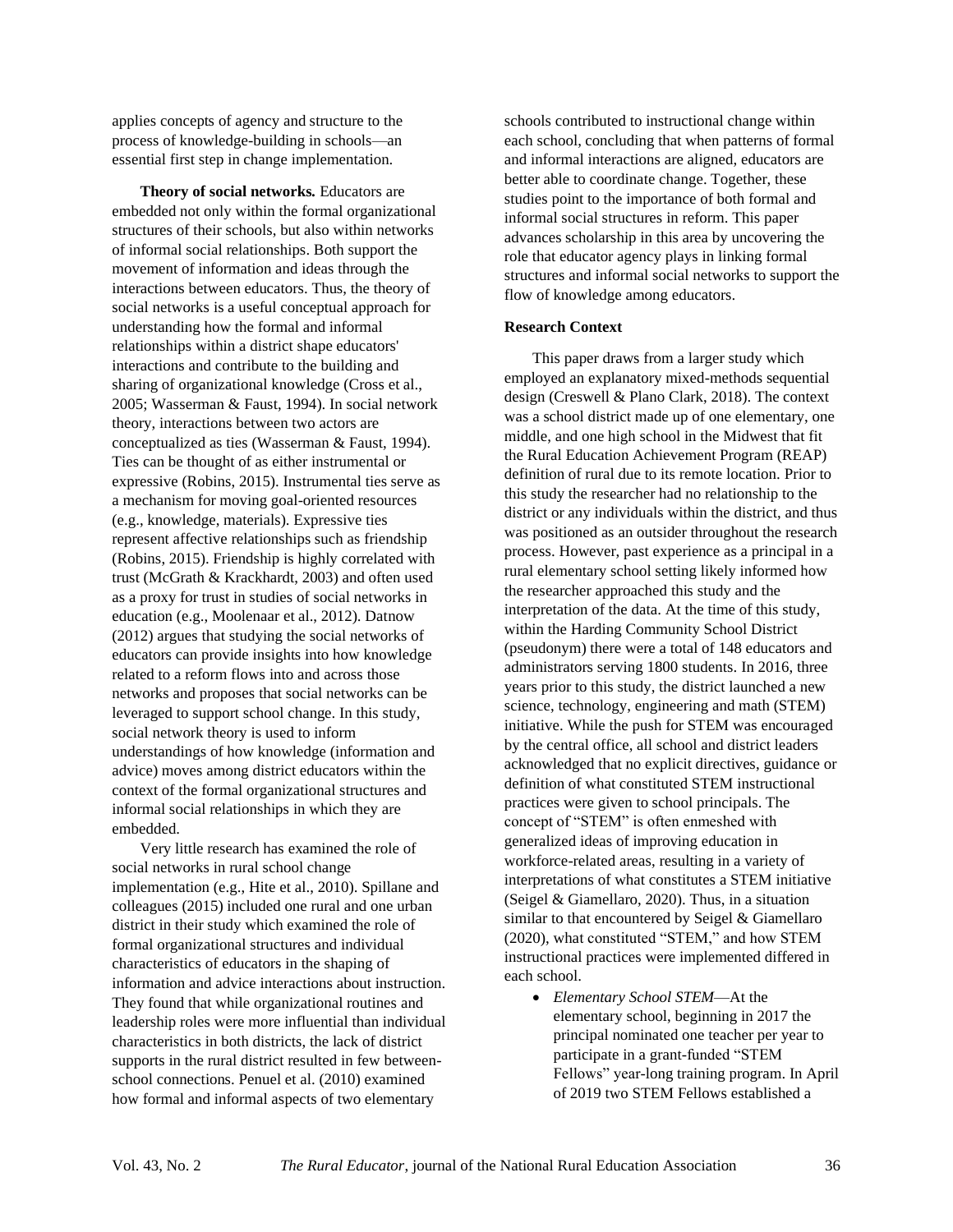applies concepts of agency and structure to the process of knowledge-building in schools—an essential first step in change implementation.

**Theory of social networks.** Educators are embedded not only within the formal organizational structures of their schools, but also within networks of informal social relationships. Both support the movement of information and ideas through the interactions between educators. Thus, the theory of social networks is a useful conceptual approach for understanding how the formal and informal relationships within a district shape educators' interactions and contribute to the building and sharing of organizational knowledge (Cross et al., 2005; Wasserman & Faust, 1994). In social network theory, interactions between two actors are conceptualized as ties (Wasserman & Faust, 1994). Ties can be thought of as either instrumental or expressive (Robins, 2015). Instrumental ties serve as a mechanism for moving goal-oriented resources (e.g., knowledge, materials). Expressive ties represent affective relationships such as friendship (Robins, 2015). Friendship is highly correlated with trust (McGrath & Krackhardt, 2003) and often used as a proxy for trust in studies of social networks in education (e.g., Moolenaar et al., 2012). Datnow (2012) argues that studying the social networks of educators can provide insights into how knowledge related to a reform flows into and across those networks and proposes that social networks can be leveraged to support school change. In this study, social network theory is used to inform understandings of how knowledge (information and advice) moves among district educators within the context of the formal organizational structures and informal social relationships in which they are embedded.

Very little research has examined the role of social networks in rural school change implementation (e.g., Hite et al., 2010). Spillane and colleagues (2015) included one rural and one urban district in their study which examined the role of formal organizational structures and individual characteristics of educators in the shaping of information and advice interactions about instruction. They found that while organizational routines and leadership roles were more influential than individual characteristics in both districts, the lack of district supports in the rural district resulted in few between-school connections. Penuel et al. (2010) examined how formal and informal aspects of two elementary schools contributed to instructional change within each school, concluding that when patterns of formal and informal interactions are aligned, educators are better able to coordinate change. Together, these studies point to the importance of both formal and informal social structures in reform. This paper advances scholarship in this area by uncovering the role that educator agency plays in linking formal structures and informal social networks to support the flow of knowledge among educators.

### Research Context

This paper draws from a larger study which employed an explanatory mixed-methods sequential design (Creswell & Plano Clark, 2018). The context was a school district made up of one elementary, one middle, and one high school in the Midwest that fit the Rural Education Achievement Program (REAP) definition of rural due to its remote location. Prior to this study the researcher had no relationship to the district or any individuals within the district, and thus was positioned as an outsider throughout the research process. However, past experience as a principal in a rural elementary school setting likely informed how the researcher approached this study and the interpretation of the data. At the time of this study, within the Harding Community School District (pseudonym) there were a total of 148 educators and administrators serving 1800 students. In 2016, three years prior to this study, the district launched a new science, technology, engineering and math (STEM) initiative. While the push for STEM was encouraged by the central office, all school and district leaders acknowledged that no explicit directives, guidance or definition of what constituted STEM instructional practices were given to school principals. The concept of "STEM" is often enmeshed with generalized ideas of improving education in workforce-related areas, resulting in a variety of interpretations of what constitutes a STEM initiative (Seigel & Giamellaro, 2020). Thus, in a situation similar to that encountered by Seigel & Giamellaro (2020), what constituted "STEM," and how STEM instructional practices were implemented differed in each school.

- *Elementary School STEM*—At the elementary school, beginning in 2017 the principal nominated one teacher per year to participate in a grant-funded "STEM Fellows" year-long training program. In April of 2019 two STEM Fellows established a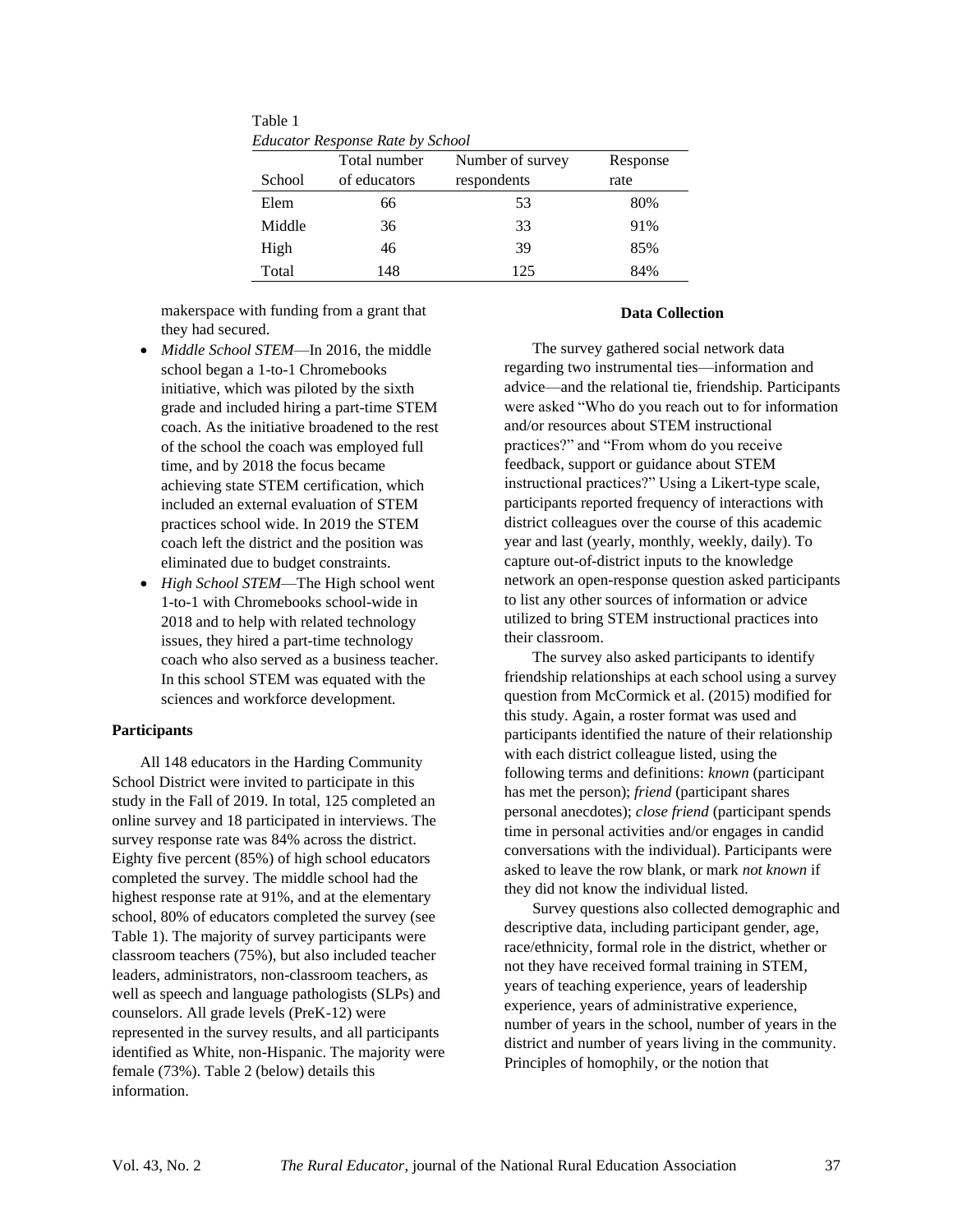Table 1
*Educator Response Rate by School*

| School | Total number of educators | Number of survey respondents | Response rate |
|---|---|---|---|
| Elem | 66 | 53 | 80% |
| Middle | 36 | 33 | 91% |
| High | 46 | 39 | 85% |
| Total | 148 | 125 | 84% |

makerspace with funding from a grant that they had secured.

- *Middle School STEM*—In 2016, the middle school began a 1-to-1 Chromebooks initiative, which was piloted by the sixth grade and included hiring a part-time STEM coach. As the initiative broadened to the rest of the school the coach was employed full time, and by 2018 the focus became achieving state STEM certification, which included an external evaluation of STEM practices school wide. In 2019 the STEM coach left the district and the position was eliminated due to budget constraints.
- *High School STEM*—The High school went 1-to-1 with Chromebooks school-wide in 2018 and to help with related technology issues, they hired a part-time technology coach who also served as a business teacher. In this school STEM was equated with the sciences and workforce development.

### Participants

All 148 educators in the Harding Community School District were invited to participate in this study in the Fall of 2019. In total, 125 completed an online survey and 18 participated in interviews. The survey response rate was 84% across the district. Eighty five percent (85%) of high school educators completed the survey. The middle school had the highest response rate at 91%, and at the elementary school, 80% of educators completed the survey (see Table 1). The majority of survey participants were classroom teachers (75%), but also included teacher leaders, administrators, non-classroom teachers, as well as speech and language pathologists (SLPs) and counselors. All grade levels (PreK-12) were represented in the survey results, and all participants identified as White, non-Hispanic. The majority were female (73%). Table 2 (below) details this information.

### Data Collection

The survey gathered social network data regarding two instrumental ties—information and advice—and the relational tie, friendship. Participants were asked "Who do you reach out to for information and/or resources about STEM instructional practices?" and "From whom do you receive feedback, support or guidance about STEM instructional practices?" Using a Likert-type scale, participants reported frequency of interactions with district colleagues over the course of this academic year and last (yearly, monthly, weekly, daily). To capture out-of-district inputs to the knowledge network an open-response question asked participants to list any other sources of information or advice utilized to bring STEM instructional practices into their classroom.

The survey also asked participants to identify friendship relationships at each school using a survey question from McCormick et al. (2015) modified for this study. Again, a roster format was used and participants identified the nature of their relationship with each district colleague listed, using the following terms and definitions: *known* (participant has met the person); *friend* (participant shares personal anecdotes); *close friend* (participant spends time in personal activities and/or engages in candid conversations with the individual). Participants were asked to leave the row blank, or mark *not known* if they did not know the individual listed.

Survey questions also collected demographic and descriptive data, including participant gender, age, race/ethnicity, formal role in the district, whether or not they have received formal training in STEM, years of teaching experience, years of leadership experience, years of administrative experience, number of years in the school, number of years in the district and number of years living in the community. Principles of homophily, or the notion that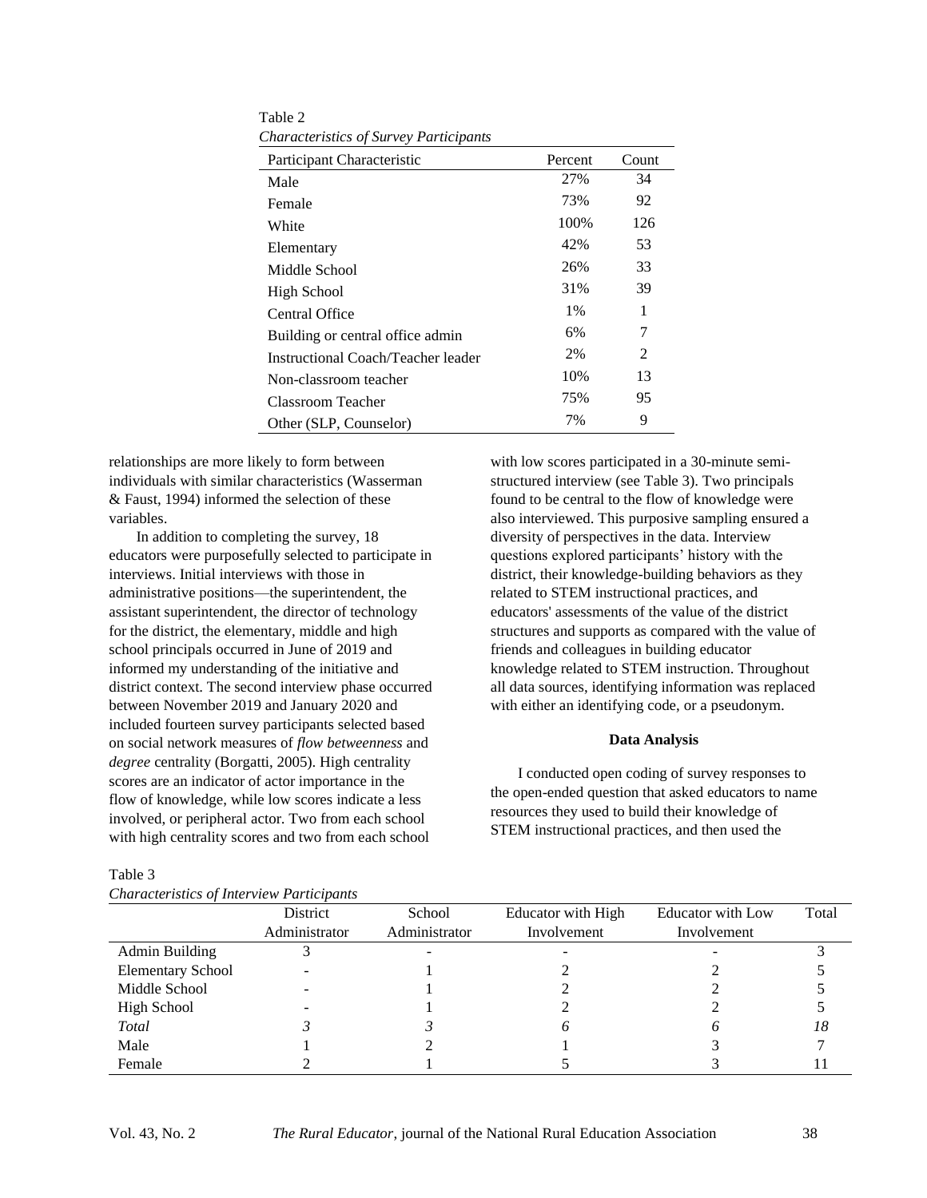Table 2
*Characteristics of Survey Participants*

| Participant Characteristic | Percent | Count |
|---|---|---|
| Male | 27% | 34 |
| Female | 73% | 92 |
| White | 100% | 126 |
| Elementary | 42% | 53 |
| Middle School | 26% | 33 |
| High School | 31% | 39 |
| Central Office | 1% | 1 |
| Building or central office admin | 6% | 7 |
| Instructional Coach/Teacher leader | 2% | 2 |
| Non-classroom teacher | 10% | 13 |
| Classroom Teacher | 75% | 95 |
| Other (SLP, Counselor) | 7% | 9 |

relationships are more likely to form between individuals with similar characteristics (Wasserman & Faust, 1994) informed the selection of these variables.

In addition to completing the survey, 18 educators were purposefully selected to participate in interviews. Initial interviews with those in administrative positions—the superintendent, the assistant superintendent, the director of technology for the district, the elementary, middle and high school principals occurred in June of 2019 and informed my understanding of the initiative and district context. The second interview phase occurred between November 2019 and January 2020 and included fourteen survey participants selected based on social network measures of *flow betweenness* and *degree* centrality (Borgatti, 2005). High centrality scores are an indicator of actor importance in the flow of knowledge, while low scores indicate a less involved, or peripheral actor. Two from each school with high centrality scores and two from each school with low scores participated in a 30-minute semi-structured interview (see Table 3). Two principals found to be central to the flow of knowledge were also interviewed. This purposive sampling ensured a diversity of perspectives in the data. Interview questions explored participants' history with the district, their knowledge-building behaviors as they related to STEM instructional practices, and educators' assessments of the value of the district structures and supports as compared with the value of friends and colleagues in building educator knowledge related to STEM instruction. Throughout all data sources, identifying information was replaced with either an identifying code, or a pseudonym.

**Data Analysis**

I conducted open coding of survey responses to the open-ended question that asked educators to name resources they used to build their knowledge of STEM instructional practices, and then used the

Table 3
*Characteristics of Interview Participants*

| | District Administrator | School Administrator | Educator with High Involvement | Educator with Low Involvement | Total |
|---|---|---|---|---|---|
| Admin Building | 3 | - | - | - | 3 |
| Elementary School | - | 1 | 2 | 2 | 5 |
| Middle School | - | 1 | 2 | 2 | 5 |
| High School | - | 1 | 2 | 2 | 5 |
| *Total* | *3* | *3* | *6* | *6* | *18* |
| Male | 1 | 2 | 1 | 3 | 7 |
| Female | 2 | 1 | 5 | 3 | 11 |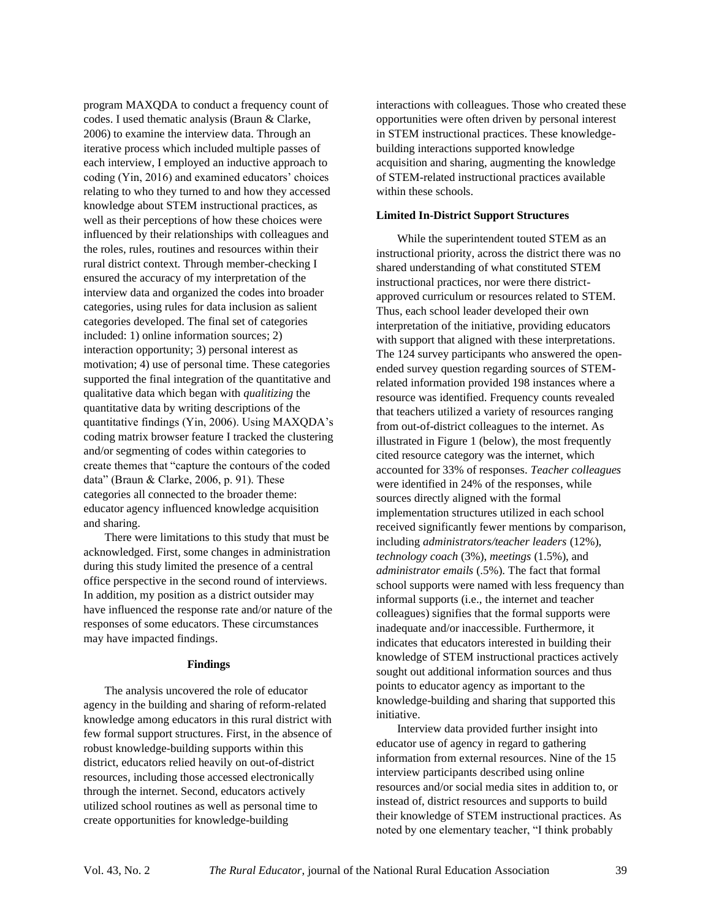program MAXQDA to conduct a frequency count of codes. I used thematic analysis (Braun & Clarke, 2006) to examine the interview data. Through an iterative process which included multiple passes of each interview, I employed an inductive approach to coding (Yin, 2016) and examined educators' choices relating to who they turned to and how they accessed knowledge about STEM instructional practices, as well as their perceptions of how these choices were influenced by their relationships with colleagues and the roles, rules, routines and resources within their rural district context. Through member-checking I ensured the accuracy of my interpretation of the interview data and organized the codes into broader categories, using rules for data inclusion as salient categories developed. The final set of categories included: 1) online information sources; 2) interaction opportunity; 3) personal interest as motivation; 4) use of personal time. These categories supported the final integration of the quantitative and qualitative data which began with *qualitizing* the quantitative data by writing descriptions of the quantitative findings (Yin, 2006). Using MAXQDA's coding matrix browser feature I tracked the clustering and/or segmenting of codes within categories to create themes that "capture the contours of the coded data" (Braun & Clarke, 2006, p. 91). These categories all connected to the broader theme: educator agency influenced knowledge acquisition and sharing.

There were limitations to this study that must be acknowledged. First, some changes in administration during this study limited the presence of a central office perspective in the second round of interviews. In addition, my position as a district outsider may have influenced the response rate and/or nature of the responses of some educators. These circumstances may have impacted findings.

## Findings

The analysis uncovered the role of educator agency in the building and sharing of reform-related knowledge among educators in this rural district with few formal support structures. First, in the absence of robust knowledge-building supports within this district, educators relied heavily on out-of-district resources, including those accessed electronically through the internet. Second, educators actively utilized school routines as well as personal time to create opportunities for knowledge-building interactions with colleagues. Those who created these opportunities were often driven by personal interest in STEM instructional practices. These knowledge-building interactions supported knowledge acquisition and sharing, augmenting the knowledge of STEM-related instructional practices available within these schools.

### Limited In-District Support Structures

While the superintendent touted STEM as an instructional priority, across the district there was no shared understanding of what constituted STEM instructional practices, nor were there district-approved curriculum or resources related to STEM. Thus, each school leader developed their own interpretation of the initiative, providing educators with support that aligned with these interpretations. The 124 survey participants who answered the open-ended survey question regarding sources of STEM-related information provided 198 instances where a resource was identified. Frequency counts revealed that teachers utilized a variety of resources ranging from out-of-district colleagues to the internet. As illustrated in Figure 1 (below), the most frequently cited resource category was the internet, which accounted for 33% of responses. *Teacher colleagues* were identified in 24% of the responses, while sources directly aligned with the formal implementation structures utilized in each school received significantly fewer mentions by comparison, including *administrators/teacher leaders* (12%), *technology coach* (3%), *meetings* (1.5%), and *administrator emails* (.5%). The fact that formal school supports were named with less frequency than informal supports (i.e., the internet and teacher colleagues) signifies that the formal supports were inadequate and/or inaccessible. Furthermore, it indicates that educators interested in building their knowledge of STEM instructional practices actively sought out additional information sources and thus points to educator agency as important to the knowledge-building and sharing that supported this initiative.

Interview data provided further insight into educator use of agency in regard to gathering information from external resources. Nine of the 15 interview participants described using online resources and/or social media sites in addition to, or instead of, district resources and supports to build their knowledge of STEM instructional practices. As noted by one elementary teacher, "I think probably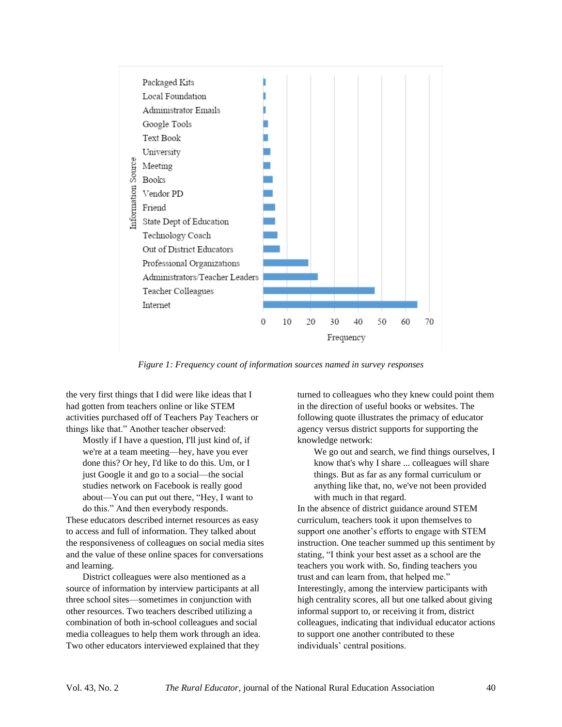*Figure 1: Frequency count of information sources named in survey responses*

the very first things that I did were like ideas that I had gotten from teachers online or like STEM activities purchased off of Teachers Pay Teachers or things like that." Another teacher observed:

> Mostly if I have a question, I'll just kind of, if we're at a team meeting—hey, have you ever done this? Or hey, I'd like to do this. Um, or I just Google it and go to a social—the social studies network on Facebook is really good about—You can put out there, "Hey, I want to do this." And then everybody responds.

These educators described internet resources as easy to access and full of information. They talked about the responsiveness of colleagues on social media sites and the value of these online spaces for conversations and learning.

District colleagues were also mentioned as a source of information by interview participants at all three school sites—sometimes in conjunction with other resources. Two teachers described utilizing a combination of both in-school colleagues and social media colleagues to help them work through an idea. Two other educators interviewed explained that they turned to colleagues who they knew could point them in the direction of useful books or websites. The following quote illustrates the primacy of educator agency versus district supports for supporting the knowledge network:

> We go out and search, we find things ourselves, I know that's why I share ... colleagues will share things. But as far as any formal curriculum or anything like that, no, we've not been provided with much in that regard.

In the absence of district guidance around STEM curriculum, teachers took it upon themselves to support one another's efforts to engage with STEM instruction. One teacher summed up this sentiment by stating, "I think your best asset as a school are the teachers you work with. So, finding teachers you trust and can learn from, that helped me." Interestingly, among the interview participants with high centrality scores, all but one talked about giving informal support to, or receiving it from, district colleagues, indicating that individual educator actions to support one another contributed to these individuals' central positions.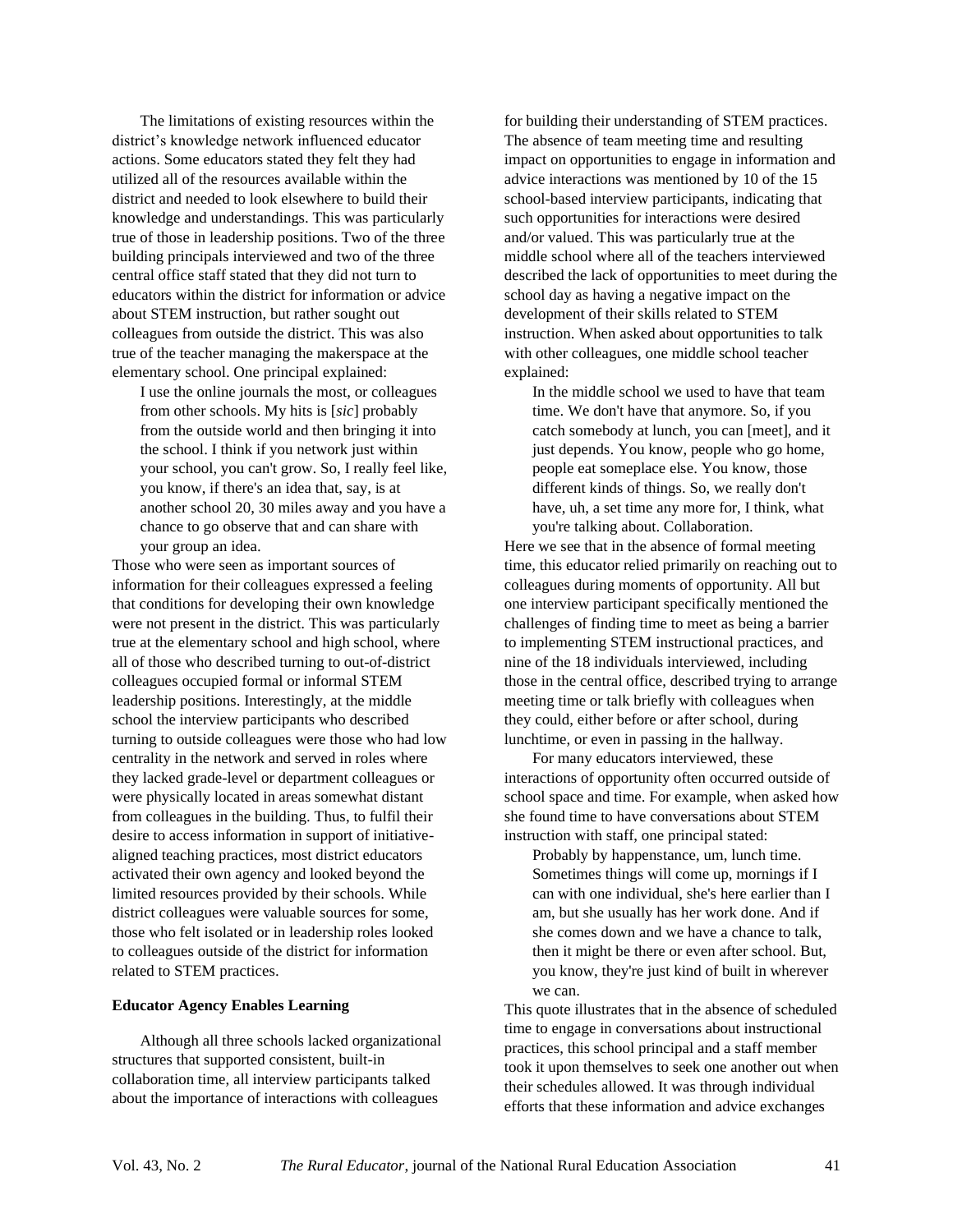The limitations of existing resources within the district's knowledge network influenced educator actions. Some educators stated they felt they had utilized all of the resources available within the district and needed to look elsewhere to build their knowledge and understandings. This was particularly true of those in leadership positions. Two of the three building principals interviewed and two of the three central office staff stated that they did not turn to educators within the district for information or advice about STEM instruction, but rather sought out colleagues from outside the district. This was also true of the teacher managing the makerspace at the elementary school. One principal explained:

> I use the online journals the most, or colleagues from other schools. My hits is [*sic*] probably from the outside world and then bringing it into the school. I think if you network just within your school, you can't grow. So, I really feel like, you know, if there's an idea that, say, is at another school 20, 30 miles away and you have a chance to go observe that and can share with your group an idea.

Those who were seen as important sources of information for their colleagues expressed a feeling that conditions for developing their own knowledge were not present in the district. This was particularly true at the elementary school and high school, where all of those who described turning to out-of-district colleagues occupied formal or informal STEM leadership positions. Interestingly, at the middle school the interview participants who described turning to outside colleagues were those who had low centrality in the network and served in roles where they lacked grade-level or department colleagues or were physically located in areas somewhat distant from colleagues in the building. Thus, to fulfil their desire to access information in support of initiative-aligned teaching practices, most district educators activated their own agency and looked beyond the limited resources provided by their schools. While district colleagues were valuable sources for some, those who felt isolated or in leadership roles looked to colleagues outside of the district for information related to STEM practices.

**Educator Agency Enables Learning**

Although all three schools lacked organizational structures that supported consistent, built-in collaboration time, all interview participants talked about the importance of interactions with colleagues for building their understanding of STEM practices. The absence of team meeting time and resulting impact on opportunities to engage in information and advice interactions was mentioned by 10 of the 15 school-based interview participants, indicating that such opportunities for interactions were desired and/or valued. This was particularly true at the middle school where all of the teachers interviewed described the lack of opportunities to meet during the school day as having a negative impact on the development of their skills related to STEM instruction. When asked about opportunities to talk with other colleagues, one middle school teacher explained:

> In the middle school we used to have that team time. We don't have that anymore. So, if you catch somebody at lunch, you can [meet], and it just depends. You know, people who go home, people eat someplace else. You know, those different kinds of things. So, we really don't have, uh, a set time any more for, I think, what you're talking about. Collaboration.

Here we see that in the absence of formal meeting time, this educator relied primarily on reaching out to colleagues during moments of opportunity. All but one interview participant specifically mentioned the challenges of finding time to meet as being a barrier to implementing STEM instructional practices, and nine of the 18 individuals interviewed, including those in the central office, described trying to arrange meeting time or talk briefly with colleagues when they could, either before or after school, during lunchtime, or even in passing in the hallway.

For many educators interviewed, these interactions of opportunity often occurred outside of school space and time. For example, when asked how she found time to have conversations about STEM instruction with staff, one principal stated:

> Probably by happenstance, um, lunch time. Sometimes things will come up, mornings if I can with one individual, she's here earlier than I am, but she usually has her work done. And if she comes down and we have a chance to talk, then it might be there or even after school. But, you know, they're just kind of built in wherever we can.

This quote illustrates that in the absence of scheduled time to engage in conversations about instructional practices, this school principal and a staff member took it upon themselves to seek one another out when their schedules allowed. It was through individual efforts that these information and advice exchanges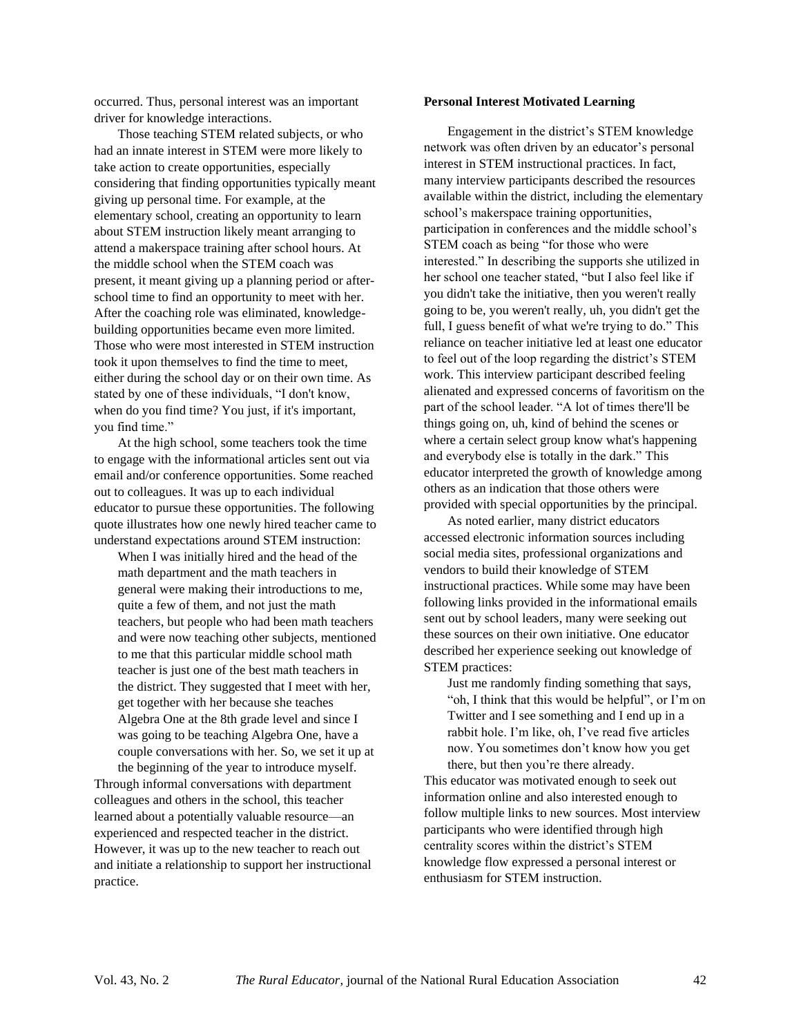occurred. Thus, personal interest was an important driver for knowledge interactions.

Those teaching STEM related subjects, or who had an innate interest in STEM were more likely to take action to create opportunities, especially considering that finding opportunities typically meant giving up personal time. For example, at the elementary school, creating an opportunity to learn about STEM instruction likely meant arranging to attend a makerspace training after school hours. At the middle school when the STEM coach was present, it meant giving up a planning period or after-school time to find an opportunity to meet with her. After the coaching role was eliminated, knowledge-building opportunities became even more limited. Those who were most interested in STEM instruction took it upon themselves to find the time to meet, either during the school day or on their own time. As stated by one of these individuals, "I don't know, when do you find time? You just, if it's important, you find time."

At the high school, some teachers took the time to engage with the informational articles sent out via email and/or conference opportunities. Some reached out to colleagues. It was up to each individual educator to pursue these opportunities. The following quote illustrates how one newly hired teacher came to understand expectations around STEM instruction:

> When I was initially hired and the head of the math department and the math teachers in general were making their introductions to me, quite a few of them, and not just the math teachers, but people who had been math teachers and were now teaching other subjects, mentioned to me that this particular middle school math teacher is just one of the best math teachers in the district. They suggested that I meet with her, get together with her because she teaches Algebra One at the 8th grade level and since I was going to be teaching Algebra One, have a couple conversations with her. So, we set it up at the beginning of the year to introduce myself.

Through informal conversations with department colleagues and others in the school, this teacher learned about a potentially valuable resource—an experienced and respected teacher in the district. However, it was up to the new teacher to reach out and initiate a relationship to support her instructional practice.

**Personal Interest Motivated Learning**

Engagement in the district's STEM knowledge network was often driven by an educator's personal interest in STEM instructional practices. In fact, many interview participants described the resources available within the district, including the elementary school's makerspace training opportunities, participation in conferences and the middle school's STEM coach as being "for those who were interested." In describing the supports she utilized in her school one teacher stated, "but I also feel like if you didn't take the initiative, then you weren't really going to be, you weren't really, uh, you didn't get the full, I guess benefit of what we're trying to do." This reliance on teacher initiative led at least one educator to feel out of the loop regarding the district's STEM work. This interview participant described feeling alienated and expressed concerns of favoritism on the part of the school leader. "A lot of times there'll be things going on, uh, kind of behind the scenes or where a certain select group know what's happening and everybody else is totally in the dark." This educator interpreted the growth of knowledge among others as an indication that those others were provided with special opportunities by the principal.

As noted earlier, many district educators accessed electronic information sources including social media sites, professional organizations and vendors to build their knowledge of STEM instructional practices. While some may have been following links provided in the informational emails sent out by school leaders, many were seeking out these sources on their own initiative. One educator described her experience seeking out knowledge of STEM practices:

> Just me randomly finding something that says, "oh, I think that this would be helpful", or I'm on Twitter and I see something and I end up in a rabbit hole. I'm like, oh, I've read five articles now. You sometimes don't know how you get there, but then you're there already.

This educator was motivated enough to seek out information online and also interested enough to follow multiple links to new sources. Most interview participants who were identified through high centrality scores within the district's STEM knowledge flow expressed a personal interest or enthusiasm for STEM instruction.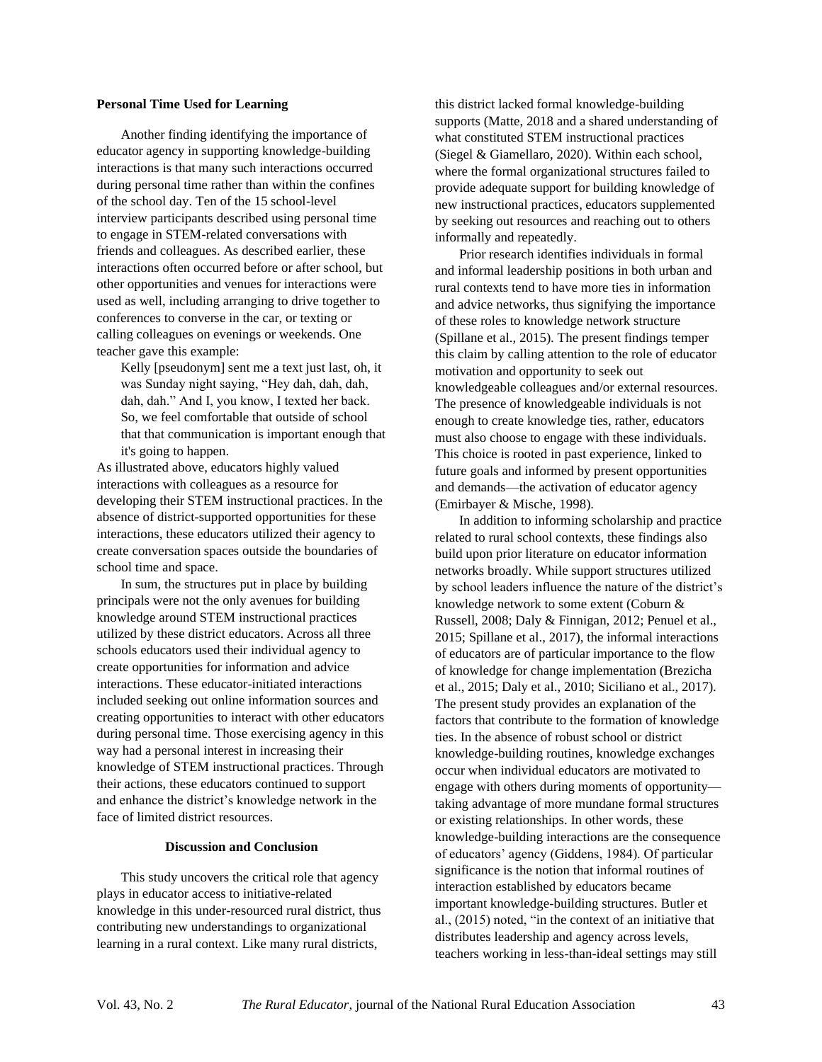### Personal Time Used for Learning

Another finding identifying the importance of educator agency in supporting knowledge-building interactions is that many such interactions occurred during personal time rather than within the confines of the school day. Ten of the 15 school-level interview participants described using personal time to engage in STEM-related conversations with friends and colleagues. As described earlier, these interactions often occurred before or after school, but other opportunities and venues for interactions were used as well, including arranging to drive together to conferences to converse in the car, or texting or calling colleagues on evenings or weekends. One teacher gave this example:

> Kelly [pseudonym] sent me a text just last, oh, it was Sunday night saying, "Hey dah, dah, dah, dah, dah." And I, you know, I texted her back. So, we feel comfortable that outside of school that that communication is important enough that it's going to happen.

As illustrated above, educators highly valued interactions with colleagues as a resource for developing their STEM instructional practices. In the absence of district-supported opportunities for these interactions, these educators utilized their agency to create conversation spaces outside the boundaries of school time and space.

In sum, the structures put in place by building principals were not the only avenues for building knowledge around STEM instructional practices utilized by these district educators. Across all three schools educators used their individual agency to create opportunities for information and advice interactions. These educator-initiated interactions included seeking out online information sources and creating opportunities to interact with other educators during personal time. Those exercising agency in this way had a personal interest in increasing their knowledge of STEM instructional practices. Through their actions, these educators continued to support and enhance the district's knowledge network in the face of limited district resources.

## Discussion and Conclusion

This study uncovers the critical role that agency plays in educator access to initiative-related knowledge in this under-resourced rural district, thus contributing new understandings to organizational learning in a rural context. Like many rural districts, this district lacked formal knowledge-building supports (Matte, 2018 and a shared understanding of what constituted STEM instructional practices (Siegel & Giamellaro, 2020). Within each school, where the formal organizational structures failed to provide adequate support for building knowledge of new instructional practices, educators supplemented by seeking out resources and reaching out to others informally and repeatedly.

Prior research identifies individuals in formal and informal leadership positions in both urban and rural contexts tend to have more ties in information and advice networks, thus signifying the importance of these roles to knowledge network structure (Spillane et al., 2015). The present findings temper this claim by calling attention to the role of educator motivation and opportunity to seek out knowledgeable colleagues and/or external resources. The presence of knowledgeable individuals is not enough to create knowledge ties, rather, educators must also choose to engage with these individuals. This choice is rooted in past experience, linked to future goals and informed by present opportunities and demands—the activation of educator agency (Emirbayer & Mische, 1998).

In addition to informing scholarship and practice related to rural school contexts, these findings also build upon prior literature on educator information networks broadly. While support structures utilized by school leaders influence the nature of the district's knowledge network to some extent (Coburn & Russell, 2008; Daly & Finnigan, 2012; Penuel et al., 2015; Spillane et al., 2017), the informal interactions of educators are of particular importance to the flow of knowledge for change implementation (Brezicha et al., 2015; Daly et al., 2010; Siciliano et al., 2017). The present study provides an explanation of the factors that contribute to the formation of knowledge ties. In the absence of robust school or district knowledge-building routines, knowledge exchanges occur when individual educators are motivated to engage with others during moments of opportunity—taking advantage of more mundane formal structures or existing relationships. In other words, these knowledge-building interactions are the consequence of educators' agency (Giddens, 1984). Of particular significance is the notion that informal routines of interaction established by educators became important knowledge-building structures. Butler et al., (2015) noted, "in the context of an initiative that distributes leadership and agency across levels, teachers working in less-than-ideal settings may still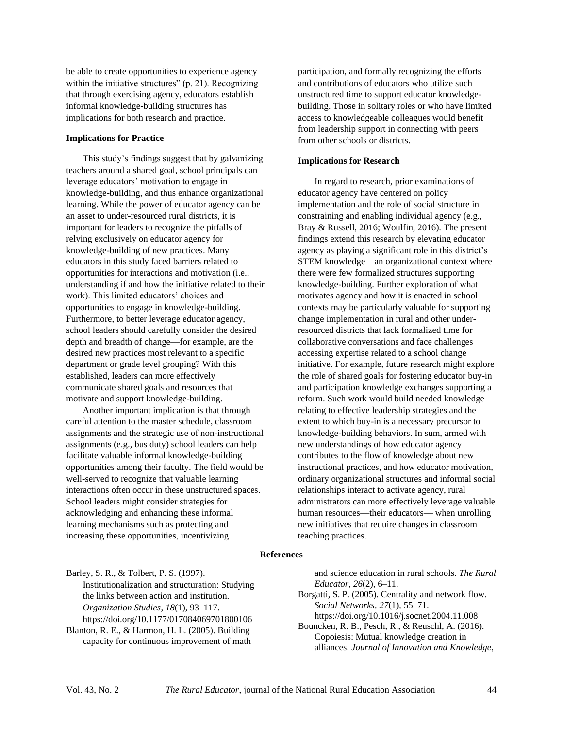be able to create opportunities to experience agency within the initiative structures" (p. 21). Recognizing that through exercising agency, educators establish informal knowledge-building structures has implications for both research and practice.

### Implications for Practice

This study's findings suggest that by galvanizing teachers around a shared goal, school principals can leverage educators' motivation to engage in knowledge-building, and thus enhance organizational learning. While the power of educator agency can be an asset to under-resourced rural districts, it is important for leaders to recognize the pitfalls of relying exclusively on educator agency for knowledge-building of new practices. Many educators in this study faced barriers related to opportunities for interactions and motivation (i.e., understanding if and how the initiative related to their work). This limited educators' choices and opportunities to engage in knowledge-building. Furthermore, to better leverage educator agency, school leaders should carefully consider the desired depth and breadth of change—for example, are the desired new practices most relevant to a specific department or grade level grouping? With this established, leaders can more effectively communicate shared goals and resources that motivate and support knowledge-building.

Another important implication is that through careful attention to the master schedule, classroom assignments and the strategic use of non-instructional assignments (e.g., bus duty) school leaders can help facilitate valuable informal knowledge-building opportunities among their faculty. The field would be well-served to recognize that valuable learning interactions often occur in these unstructured spaces. School leaders might consider strategies for acknowledging and enhancing these informal learning mechanisms such as protecting and increasing these opportunities, incentivizing participation, and formally recognizing the efforts and contributions of educators who utilize such unstructured time to support educator knowledge-building. Those in solitary roles or who have limited access to knowledgeable colleagues would benefit from leadership support in connecting with peers from other schools or districts.

### Implications for Research

In regard to research, prior examinations of educator agency have centered on policy implementation and the role of social structure in constraining and enabling individual agency (e.g., Bray & Russell, 2016; Woulfin, 2016). The present findings extend this research by elevating educator agency as playing a significant role in this district's STEM knowledge—an organizational context where there were few formalized structures supporting knowledge-building. Further exploration of what motivates agency and how it is enacted in school contexts may be particularly valuable for supporting change implementation in rural and other under-resourced districts that lack formalized time for collaborative conversations and face challenges accessing expertise related to a school change initiative. For example, future research might explore the role of shared goals for fostering educator buy-in and participation knowledge exchanges supporting a reform. Such work would build needed knowledge relating to effective leadership strategies and the extent to which buy-in is a necessary precursor to knowledge-building behaviors. In sum, armed with new understandings of how educator agency contributes to the flow of knowledge about new instructional practices, and how educator motivation, ordinary organizational structures and informal social relationships interact to activate agency, rural administrators can more effectively leverage valuable human resources—their educators— when unrolling new initiatives that require changes in classroom teaching practices.

## References

Barley, S. R., & Tolbert, P. S. (1997). Institutionalization and structuration: Studying the links between action and institution. *Organization Studies*, *18*(1), 93–117. https://doi.org/10.1177/017084069701800106

Blanton, R. E., & Harmon, H. L. (2005). Building capacity for continuous improvement of math and science education in rural schools. *The Rural Educator, 26*(2), 6–11.

Borgatti, S. P. (2005). Centrality and network flow. *Social Networks*, *27*(1), 55–71. https://doi.org/10.1016/j.socnet.2004.11.008

Bouncken, R. B., Pesch, R., & Reuschl, A. (2016). Copoiesis: Mutual knowledge creation in alliances. *Journal of Innovation and Knowledge*,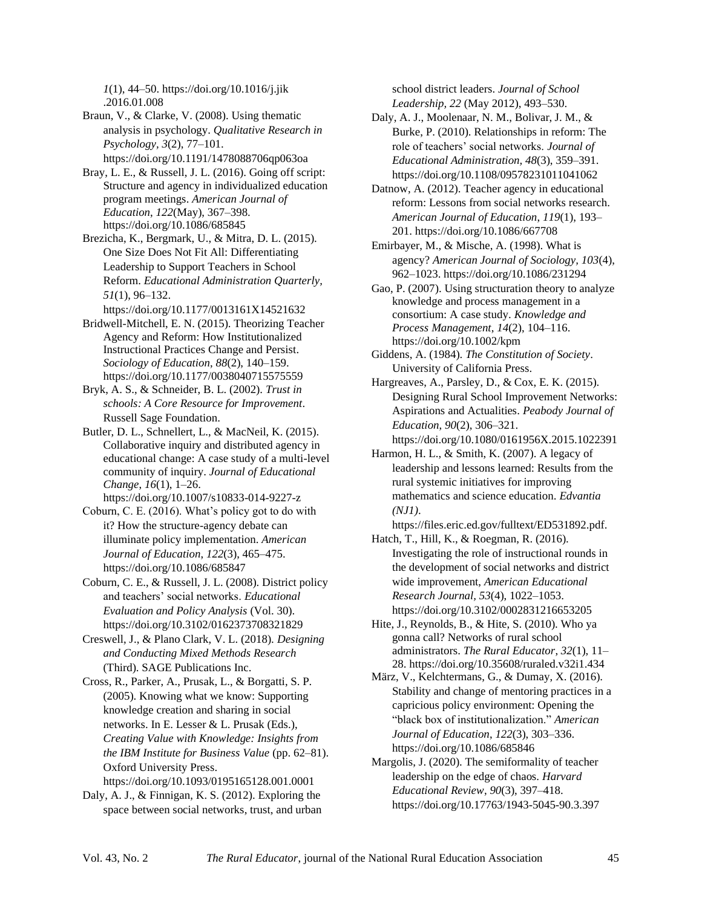*1*(1), 44–50. https://doi.org/10.1016/j.jik.2016.01.008

Braun, V., & Clarke, V. (2008). Using thematic analysis in psychology. *Qualitative Research in Psychology, 3*(2), 77–101. https://doi.org/10.1191/1478088706qp063oa

Bray, L. E., & Russell, J. L. (2016). Going off script: Structure and agency in individualized education program meetings. *American Journal of Education*, *122*(May), 367–398. https://doi.org/10.1086/685845

Brezicha, K., Bergmark, U., & Mitra, D. L. (2015). One Size Does Not Fit All: Differentiating Leadership to Support Teachers in School Reform. *Educational Administration Quarterly, 51*(1), 96–132. https://doi.org/10.1177/0013161X14521632

Bridwell-Mitchell, E. N. (2015). Theorizing Teacher Agency and Reform: How Institutionalized Instructional Practices Change and Persist. *Sociology of Education*, *88*(2), 140–159. https://doi.org/10.1177/0038040715575559

Bryk, A. S., & Schneider, B. L. (2002). *Trust in schools: A Core Resource for Improvement*. Russell Sage Foundation.

Butler, D. L., Schnellert, L., & MacNeil, K. (2015). Collaborative inquiry and distributed agency in educational change: A case study of a multi-level community of inquiry. *Journal of Educational Change*, *16*(1), 1–26. https://doi.org/10.1007/s10833-014-9227-z

Coburn, C. E. (2016). What's policy got to do with it? How the structure-agency debate can illuminate policy implementation. *American Journal of Education*, *122*(3), 465–475. https://doi.org/10.1086/685847

Coburn, C. E., & Russell, J. L. (2008). District policy and teachers' social networks. *Educational Evaluation and Policy Analysis* (Vol. 30). https://doi.org/10.3102/0162373708321829

Creswell, J., & Plano Clark, V. L. (2018). *Designing and Conducting Mixed Methods Research* (Third). SAGE Publications Inc.

Cross, R., Parker, A., Prusak, L., & Borgatti, S. P. (2005). Knowing what we know: Supporting knowledge creation and sharing in social networks. In E. Lesser & L. Prusak (Eds.), *Creating Value with Knowledge: Insights from the IBM Institute for Business Value* (pp. 62–81). Oxford University Press. https://doi.org/10.1093/0195165128.001.0001

Daly, A. J., & Finnigan, K. S. (2012). Exploring the space between social networks, trust, and urban school district leaders. *Journal of School Leadership, 22* (May 2012), 493–530.

Daly, A. J., Moolenaar, N. M., Bolivar, J. M., & Burke, P. (2010). Relationships in reform: The role of teachers' social networks. *Journal of Educational Administration, 48*(3), 359–391. https://doi.org/10.1108/09578231011041062

Datnow, A. (2012). Teacher agency in educational reform: Lessons from social networks research. *American Journal of Education*, *119*(1), 193–201. https://doi.org/10.1086/667708

Emirbayer, M., & Mische, A. (1998). What is agency? *American Journal of Sociology, 103*(4), 962–1023. https://doi.org/10.1086/231294

Gao, P. (2007). Using structuration theory to analyze knowledge and process management in a consortium: A case study. *Knowledge and Process Management*, *14*(2), 104–116. https://doi.org/10.1002/kpm

Giddens, A. (1984). *The Constitution of Society*. University of California Press.

Hargreaves, A., Parsley, D., & Cox, E. K. (2015). Designing Rural School Improvement Networks: Aspirations and Actualities. *Peabody Journal of Education*, *90*(2), 306–321. https://doi.org/10.1080/0161956X.2015.1022391

Harmon, H. L., & Smith, K. (2007). A legacy of leadership and lessons learned: Results from the rural systemic initiatives for improving mathematics and science education. *Edvantia (NJ1)*. https://files.eric.ed.gov/fulltext/ED531892.pdf.

Hatch, T., Hill, K., & Roegman, R. (2016). Investigating the role of instructional rounds in the development of social networks and district wide improvement, *American Educational Research Journal, 53*(4), 1022–1053. https://doi.org/10.3102/0002831216653205

Hite, J., Reynolds, B., & Hite, S. (2010). Who ya gonna call? Networks of rural school administrators. *The Rural Educator, 32*(1), 11–28. https://doi.org/10.35608/ruraled.v32i1.434

März, V., Kelchtermans, G., & Dumay, X. (2016). Stability and change of mentoring practices in a capricious policy environment: Opening the "black box of institutionalization." *American Journal of Education*, *122*(3), 303–336. https://doi.org/10.1086/685846

Margolis, J. (2020). The semiformality of teacher leadership on the edge of chaos. *Harvard Educational Review*, *90*(3), 397–418. https://doi.org/10.17763/1943-5045-90.3.397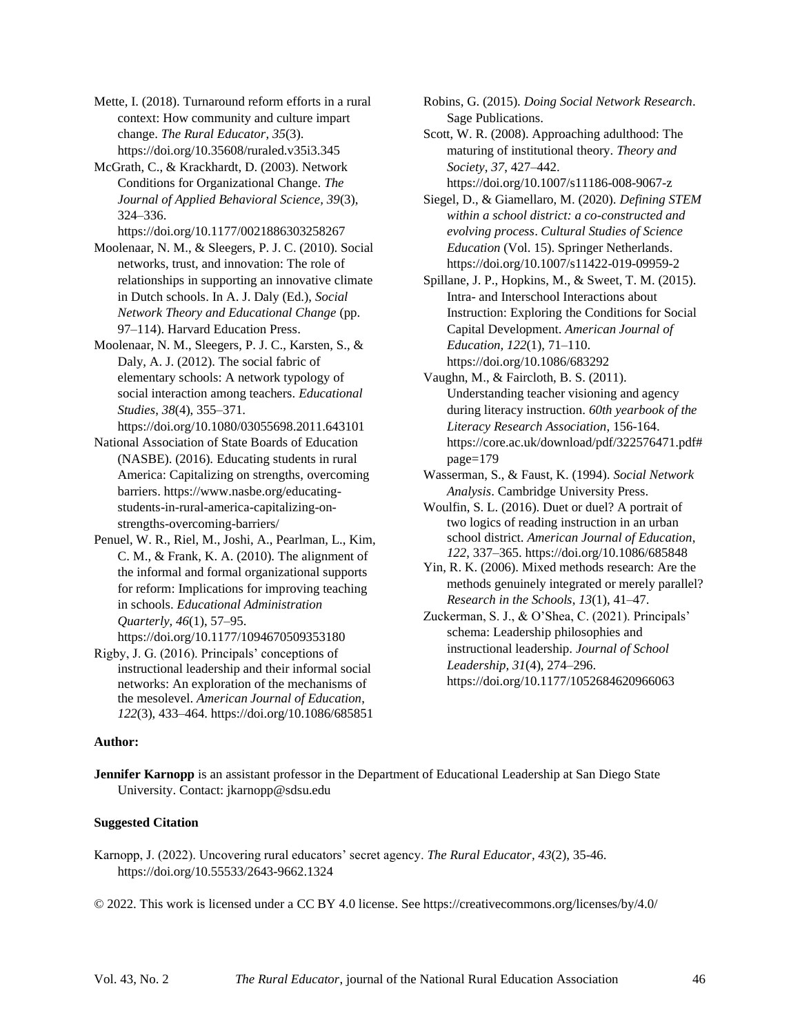Mette, I. (2018). Turnaround reform efforts in a rural context: How community and culture impart change. *The Rural Educator, 35*(3). https://doi.org/10.35608/ruraled.v35i3.345

McGrath, C., & Krackhardt, D. (2003). Network Conditions for Organizational Change. *The Journal of Applied Behavioral Science, 39*(3), 324–336. https://doi.org/10.1177/0021886303258267

Moolenaar, N. M., & Sleegers, P. J. C. (2010). Social networks, trust, and innovation: The role of relationships in supporting an innovative climate in Dutch schools. In A. J. Daly (Ed.), *Social Network Theory and Educational Change* (pp. 97–114). Harvard Education Press.

Moolenaar, N. M., Sleegers, P. J. C., Karsten, S., & Daly, A. J. (2012). The social fabric of elementary schools: A network typology of social interaction among teachers. *Educational Studies*, *38*(4), 355–371. https://doi.org/10.1080/03055698.2011.643101

National Association of State Boards of Education (NASBE). (2016). Educating students in rural America: Capitalizing on strengths, overcoming barriers. https://www.nasbe.org/educating-students-in-rural-america-capitalizing-on-strengths-overcoming-barriers/

Penuel, W. R., Riel, M., Joshi, A., Pearlman, L., Kim, C. M., & Frank, K. A. (2010). The alignment of the informal and formal organizational supports for reform: Implications for improving teaching in schools. *Educational Administration Quarterly, 46*(1), 57–95. https://doi.org/10.1177/1094670509353180

Rigby, J. G. (2016). Principals' conceptions of instructional leadership and their informal social networks: An exploration of the mechanisms of the mesolevel. *American Journal of Education*, *122*(3), 433–464. https://doi.org/10.1086/685851

Robins, G. (2015). *Doing Social Network Research*. Sage Publications.

Scott, W. R. (2008). Approaching adulthood: The maturing of institutional theory. *Theory and Society*, *37*, 427–442. https://doi.org/10.1007/s11186-008-9067-z

Siegel, D., & Giamellaro, M. (2020). *Defining STEM within a school district: a co-constructed and evolving process*. *Cultural Studies of Science Education* (Vol. 15). Springer Netherlands. https://doi.org/10.1007/s11422-019-09959-2

Spillane, J. P., Hopkins, M., & Sweet, T. M. (2015). Intra- and Interschool Interactions about Instruction: Exploring the Conditions for Social Capital Development. *American Journal of Education*, *122*(1), 71–110. https://doi.org/10.1086/683292

Vaughn, M., & Faircloth, B. S. (2011). Understanding teacher visioning and agency during literacy instruction. *60th yearbook of the Literacy Research Association*, 156-164. https://core.ac.uk/download/pdf/322576471.pdf#page=179

Wasserman, S., & Faust, K. (1994). *Social Network Analysis*. Cambridge University Press.

Woulfin, S. L. (2016). Duet or duel? A portrait of two logics of reading instruction in an urban school district. *American Journal of Education*, *122*, 337–365. https://doi.org/10.1086/685848

Yin, R. K. (2006). Mixed methods research: Are the methods genuinely integrated or merely parallel? *Research in the Schools*, *13*(1), 41–47.

Zuckerman, S. J., & O'Shea, C. (2021). Principals' schema: Leadership philosophies and instructional leadership. *Journal of School Leadership, 31*(4), 274–296. https://doi.org/10.1177/1052684620966063

**Author:**

**Jennifer Karnopp** is an assistant professor in the Department of Educational Leadership at San Diego State University. Contact: jkarnopp@sdsu.edu

**Suggested Citation**

Karnopp, J. (2022). Uncovering rural educators' secret agency. *The Rural Educator*, *43*(2), 35-46. https://doi.org/10.55533/2643-9662.1324

© 2022. This work is licensed under a CC BY 4.0 license. See https://creativecommons.org/licenses/by/4.0/